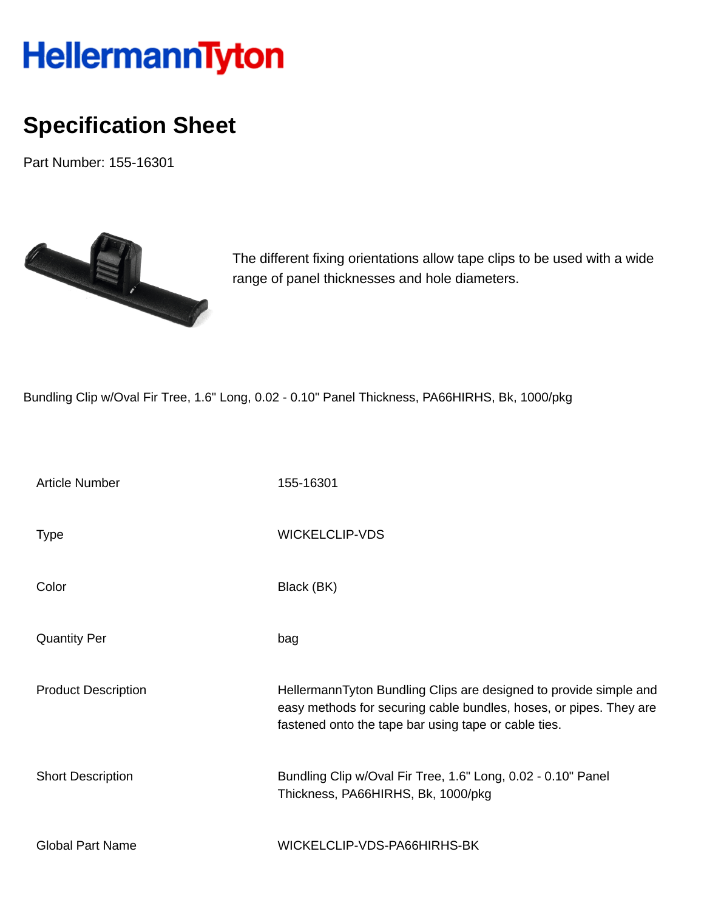HellermannTyton

# Specification Sheet

Part Number: 155-16301

The different fixing orientations allow tape clips to be used with a wide range of panel thicknesses and hole diameters.

Bundling Clip w/Oval Fir Tree, 1.6" Long, 0.02 - 0.10" Panel Thickness, PA66HIRHS, Bk, 1000/pkg

| | |
|---|---|
| Article Number | 155-16301 |
| Type | WICKELCLIP-VDS |
| Color | Black (BK) |
| Quantity Per | bag |
| Product Description | HellermannTyton Bundling Clips are designed to provide simple and easy methods for securing cable bundles, hoses, or pipes. They are fastened onto the tape bar using tape or cable ties. |
| Short Description | Bundling Clip w/Oval Fir Tree, 1.6" Long, 0.02 - 0.10" Panel Thickness, PA66HIRHS, Bk, 1000/pkg |
| Global Part Name | WICKELCLIP-VDS-PA66HIRHS-BK |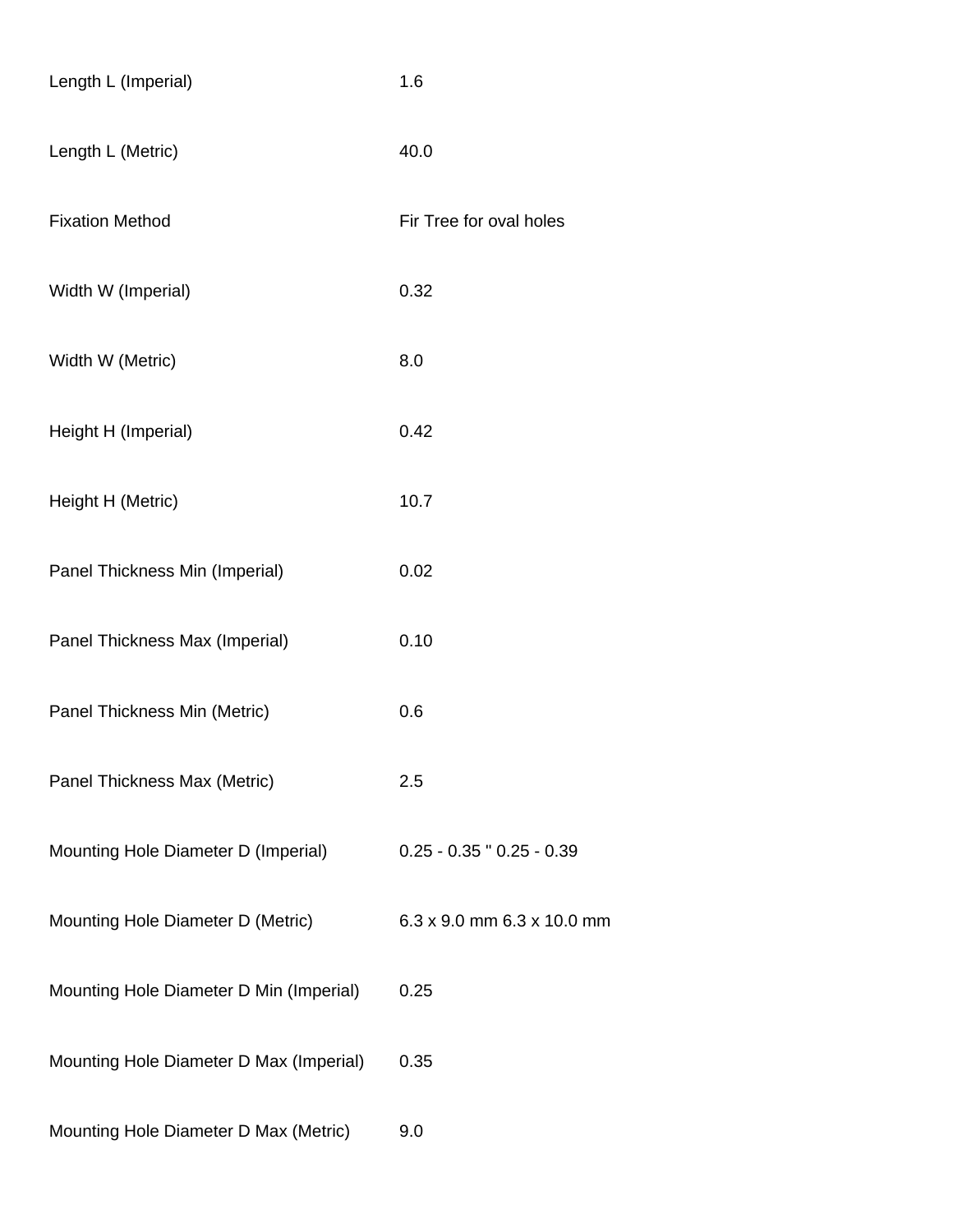| | |
|---|---|
| Length L (Imperial) | 1.6 |
| Length L (Metric) | 40.0 |
| Fixation Method | Fir Tree for oval holes |
| Width W (Imperial) | 0.32 |
| Width W (Metric) | 8.0 |
| Height H (Imperial) | 0.42 |
| Height H (Metric) | 10.7 |
| Panel Thickness Min (Imperial) | 0.02 |
| Panel Thickness Max (Imperial) | 0.10 |
| Panel Thickness Min (Metric) | 0.6 |
| Panel Thickness Max (Metric) | 2.5 |
| Mounting Hole Diameter D (Imperial) | 0.25 - 0.35 " 0.25 - 0.39 |
| Mounting Hole Diameter D (Metric) | 6.3 x 9.0 mm 6.3 x 10.0 mm |
| Mounting Hole Diameter D Min (Imperial) | 0.25 |
| Mounting Hole Diameter D Max (Imperial) | 0.35 |
| Mounting Hole Diameter D Max (Metric) | 9.0 |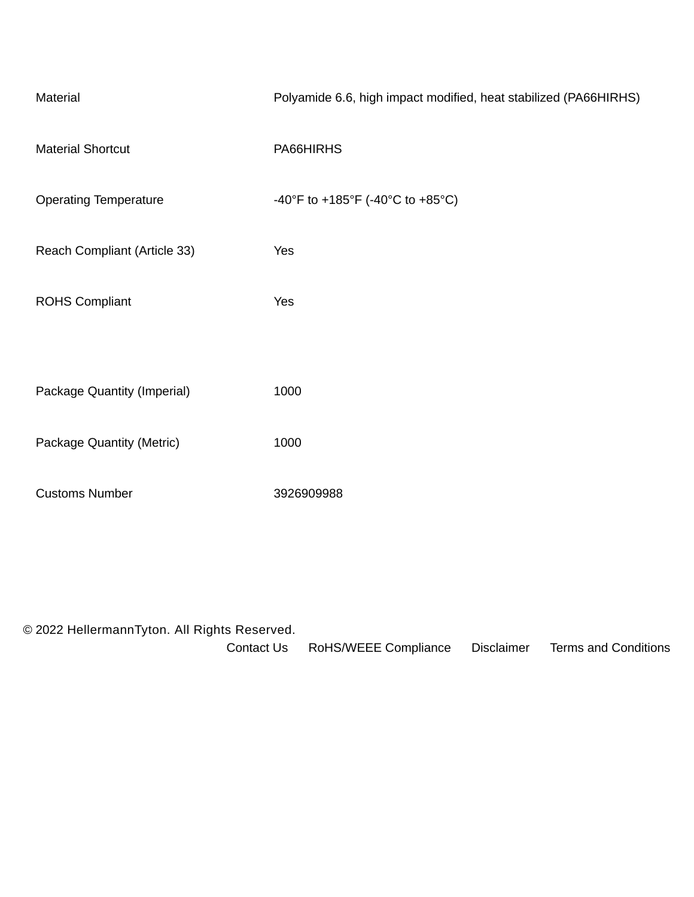| | |
|---|---|
| Material | Polyamide 6.6, high impact modified, heat stabilized (PA66HIRHS) |
| Material Shortcut | PA66HIRHS |
| Operating Temperature | -40°F to +185°F (-40°C to +85°C) |
| Reach Compliant (Article 33) | Yes |
| ROHS Compliant | Yes |

| | |
|---|---|
| Package Quantity (Imperial) | 1000 |
| Package Quantity (Metric) | 1000 |
| Customs Number | 3926909988 |

© 2022 HellermannTyton. All Rights Reserved.

Contact Us RoHS/WEEE Compliance Disclaimer Terms and Conditions